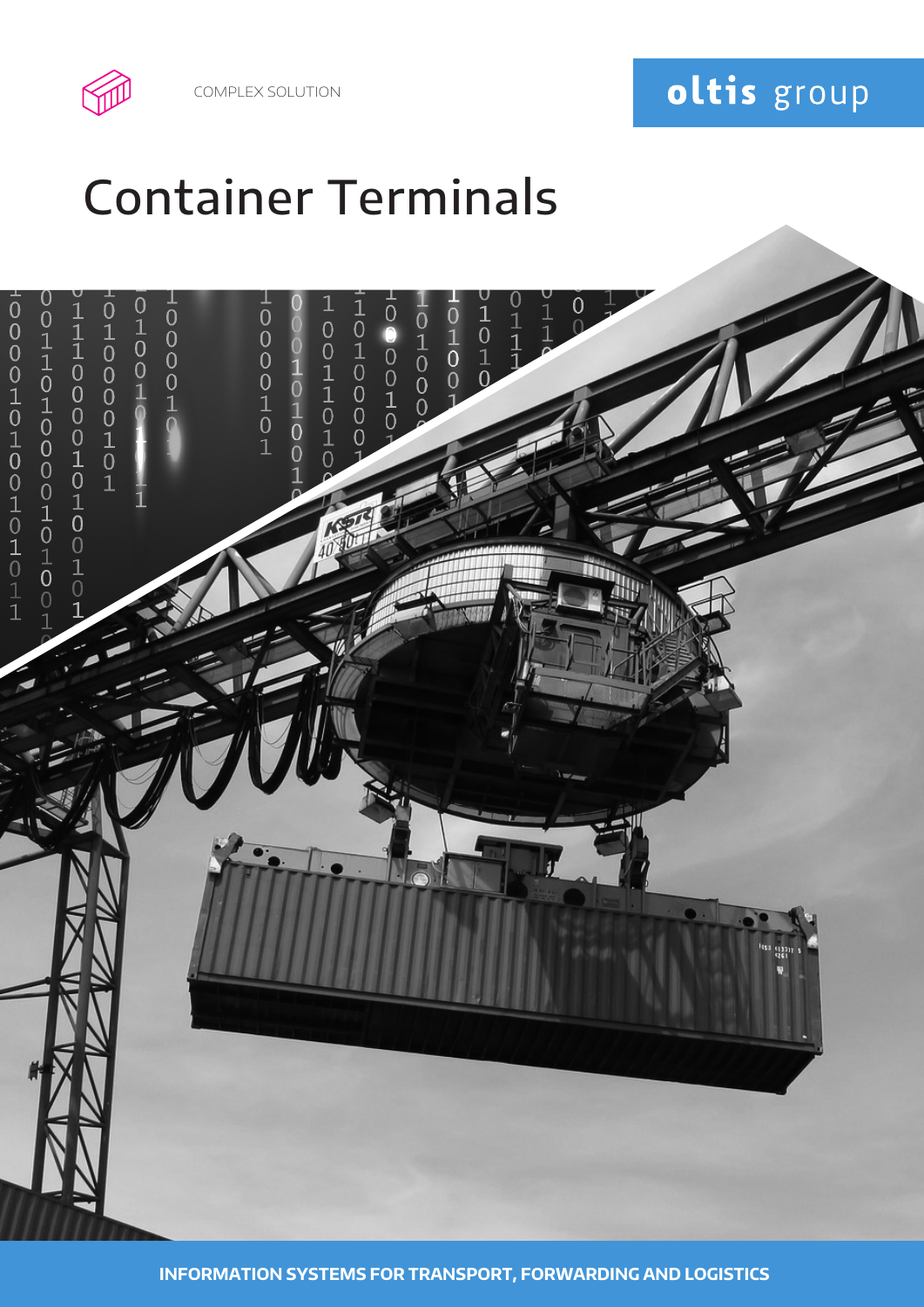COMPLEX SOLUTION

oltis group

# Container Terminals

**INFORMATION SYSTEMS FOR TRANSPORT, FORWARDING AND LOGISTICS**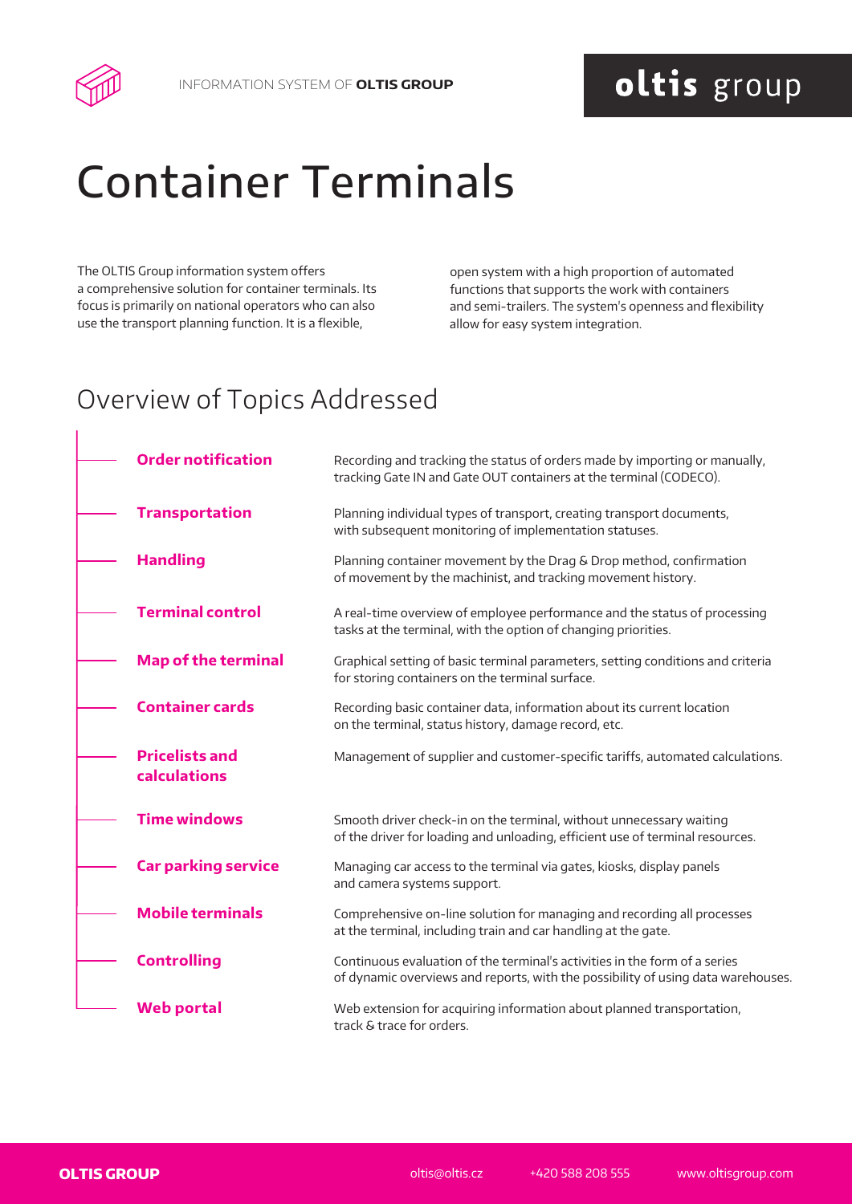INFORMATION SYSTEM OF **OLTIS GROUP**

# Container Terminals

The OLTIS Group information system offers a comprehensive solution for container terminals. Its focus is primarily on national operators who can also use the transport planning function. It is a flexible, open system with a high proportion of automated functions that supports the work with containers and semi-trailers. The system's openness and flexibility allow for easy system integration.

## Overview of Topics Addressed

**Order notification**
Recording and tracking the status of orders made by importing or manually, tracking Gate IN and Gate OUT containers at the terminal (CODECO).

**Transportation**
Planning individual types of transport, creating transport documents, with subsequent monitoring of implementation statuses.

**Handling**
Planning container movement by the Drag & Drop method, confirmation of movement by the machinist, and tracking movement history.

**Terminal control**
A real-time overview of employee performance and the status of processing tasks at the terminal, with the option of changing priorities.

**Map of the terminal**
Graphical setting of basic terminal parameters, setting conditions and criteria for storing containers on the terminal surface.

**Container cards**
Recording basic container data, information about its current location on the terminal, status history, damage record, etc.

**Pricelists and calculations**
Management of supplier and customer-specific tariffs, automated calculations.

**Time windows**
Smooth driver check-in on the terminal, without unnecessary waiting of the driver for loading and unloading, efficient use of terminal resources.

**Car parking service**
Managing car access to the terminal via gates, kiosks, display panels and camera systems support.

**Mobile terminals**
Comprehensive on-line solution for managing and recording all processes at the terminal, including train and car handling at the gate.

**Controlling**
Continuous evaluation of the terminal's activities in the form of a series of dynamic overviews and reports, with the possibility of using data warehouses.

**Web portal**
Web extension for acquiring information about planned transportation, track & trace for orders.

**OLTIS GROUP** oltis@oltis.cz +420 588 208 555 www.oltisgroup.com